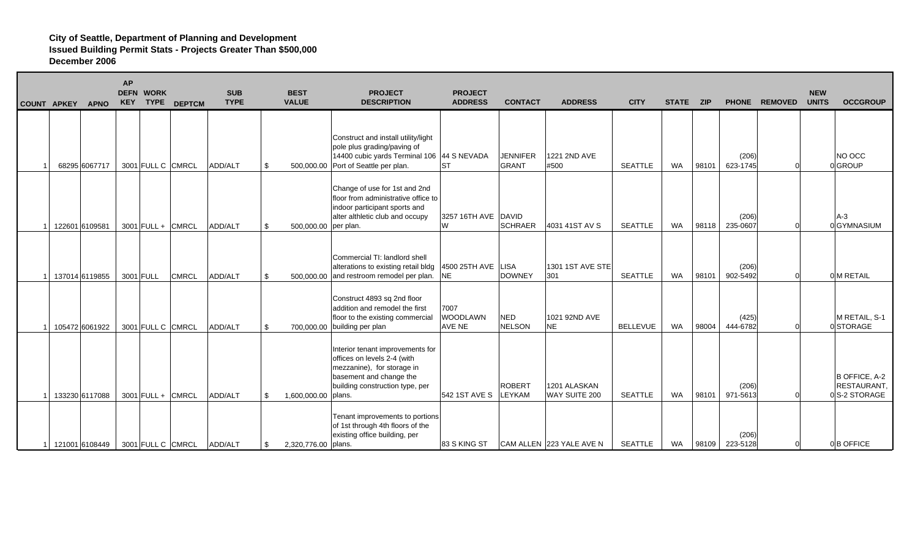**City of Seattle, Department of Planning and Development**
**Issued Building Permit Stats - Projects Greater Than $500,000**
**December 2006**

| COUNT | APKEY | APNO | AP DEFN KEY | WORK TYPE | DEPTCM | SUB TYPE | BEST VALUE | PROJECT DESCRIPTION | PROJECT ADDRESS | CONTACT | ADDRESS | CITY | STATE | ZIP | PHONE | REMOVED | NEW UNITS | OCCGROUP |
|---|---|---|---|---|---|---|---|---|---|---|---|---|---|---|---|---|---|---|
| 1 | 68295 | 6067717 | 3001 | FULL C | CMRCL | ADD/ALT | $ 500,000.00 | Construct and install utility/light pole plus grading/paving of 14400 cubic yards Terminal 106 Port of Seattle per plan. | 44 S NEVADA ST | JENNIFER GRANT | 1221 2ND AVE #500 | SEATTLE | WA | 98101 | (206) 623-1745 | 0 | 0 | NO OCC GROUP |
| 1 | 122601 | 6109581 | 3001 | FULL + | CMRCL | ADD/ALT | $ 500,000.00 | Change of use for 1st and 2nd floor from administrative office to indoor participant sports and alter althletic club and occupy per plan. | 3257 16TH AVE W | DAVID SCHRAER | 4031 41ST AV S | SEATTLE | WA | 98118 | (206) 235-0607 | 0 | 0 | A-3 GYMNASIUM |
| 1 | 137014 | 6119855 | 3001 | FULL | CMRCL | ADD/ALT | $ 500,000.00 | Commercial TI: landlord shell alterations to existing retail bldg and restroom remodel per plan. | 4500 25TH AVE NE | LISA DOWNEY | 1301 1ST AVE STE 301 | SEATTLE | WA | 98101 | (206) 902-5492 | 0 | 0 | M RETAIL |
| 1 | 105472 | 6061922 | 3001 | FULL C | CMRCL | ADD/ALT | $ 700,000.00 | Construct 4893 sq 2nd floor addition and remodel the first floor to the existing commercial building per plan | 7007 WOODLAWN AVE NE | NED NELSON | 1021 92ND AVE NE | BELLEVUE | WA | 98004 | (425) 444-6782 | 0 | 0 | M RETAIL, S-1 STORAGE |
| 1 | 133230 | 6117088 | 3001 | FULL + | CMRCL | ADD/ALT | $ 1,600,000.00 | Interior tenant improvements for offices on levels 2-4 (with mezzanine), for storage in basement and change the building construction type, per plans. | 542 1ST AVE S | ROBERT LEYKAM | 1201 ALASKAN WAY SUITE 200 | SEATTLE | WA | 98101 | (206) 971-5613 | 0 | 0 | B OFFICE, A-2 RESTAURANT, S-2 STORAGE |
| 1 | 121001 | 6108449 | 3001 | FULL C | CMRCL | ADD/ALT | $ 2,320,776.00 | Tenant improvements to portions of 1st through 4th floors of the existing office building, per plans. | 83 S KING ST | CAM ALLEN | 223 YALE AVE N | SEATTLE | WA | 98109 | (206) 223-5128 | 0 | 0 | B OFFICE |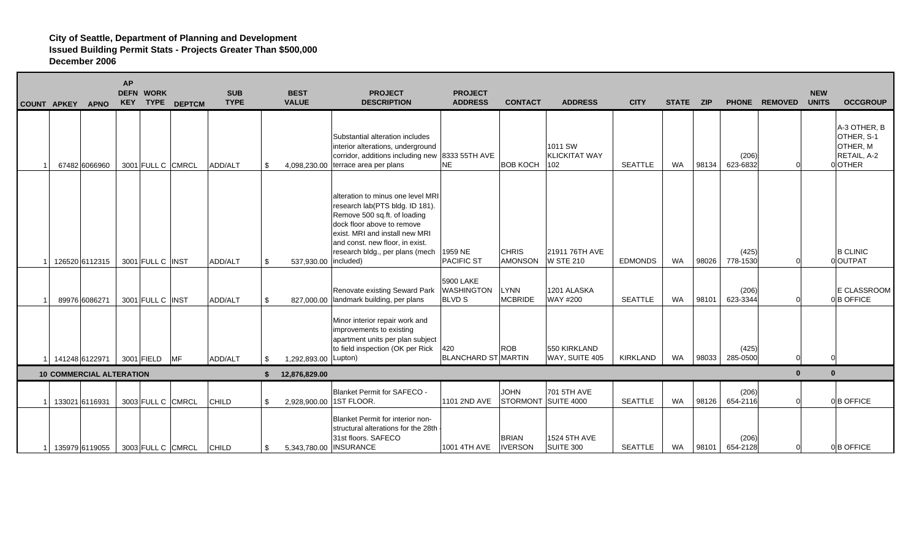**City of Seattle, Department of Planning and Development**
**Issued Building Permit Stats - Projects Greater Than $500,000**
**December 2006**

| COUNT | APKEY | APNO | AP DEFN KEY | WORK TYPE | DEPTCM | SUB TYPE | BEST VALUE | PROJECT DESCRIPTION | PROJECT ADDRESS | CONTACT | ADDRESS | CITY | STATE | ZIP | PHONE | REMOVED | NEW UNITS | OCCGROUP |
|---|---|---|---|---|---|---|---|---|---|---|---|---|---|---|---|---|---|---|
| 1 | 67482 | 6066960 | 3001 | FULL C | CMRCL | ADD/ALT | $ 4,098,230.00 | Substantial alteration includes interior alterations, underground corridor, additions including new terrace area per plans | 8333 55TH AVE NE | BOB KOCH | 1011 SW KLICKITAT WAY 102 | SEATTLE | WA | 98134 | (206) 623-6832 | 0 | 0 | A-3 OTHER, B OTHER, S-1 OTHER, M RETAIL, A-2 OTHER |
| 1 | 126520 | 6112315 | 3001 | FULL C | INST | ADD/ALT | $ 537,930.00 | alteration to minus one level MRI research lab(PTS bldg. ID 181). Remove 500 sq.ft. of loading dock floor above to remove exist. MRI and install new MRI and const. new floor, in exist. research bldg., per plans (mech included) | 1959 NE PACIFIC ST | CHRIS AMONSON | 21911 76TH AVE W STE 210 | EDMONDS | WA | 98026 | (425) 778-1530 | 0 | 0 | B CLINIC OUTPAT |
| 1 | 89976 | 6086271 | 3001 | FULL C | INST | ADD/ALT | $ 827,000.00 | Renovate existing Seward Park landmark building, per plans | 5900 LAKE WASHINGTON BLVD S | LYNN MCBRIDE | 1201 ALASKA WAY #200 | SEATTLE | WA | 98101 | (206) 623-3344 | 0 | 0 | E CLASSROOM B OFFICE |
| 1 | 141248 | 6122971 | 3001 | FIELD | MF | ADD/ALT | $ 1,292,893.00 | Minor interior repair work and improvements to existing apartment units per plan subject to field inspection (OK per Rick Lupton) | 420 BLANCHARD ST | ROB MARTIN | 550 KIRKLAND WAY, SUITE 405 | KIRKLAND | WA | 98033 | (425) 285-0500 | 0 | 0 | |
| **10 COMMERCIAL ALTERATION** | | | | | | | **$ 12,876,829.00** | | | | | | | | | **0** | **0** | |
| 1 | 133021 | 6116931 | 3003 | FULL C | CMRCL | CHILD | $ 2,928,900.00 | Blanket Permit for SAFECO - 1ST FLOOR. | 1101 2ND AVE | JOHN STORMONT | 701 5TH AVE SUITE 4000 | SEATTLE | WA | 98126 | (206) 654-2116 | 0 | 0 | B OFFICE |
| 1 | 135979 | 6119055 | 3003 | FULL C | CMRCL | CHILD | $ 5,343,780.00 | Blanket Permit for interior non-structural alterations for the 28th - 31st floors. SAFECO INSURANCE | 1001 4TH AVE | BRIAN IVERSON | 1524 5TH AVE SUITE 300 | SEATTLE | WA | 98101 | (206) 654-2128 | 0 | 0 | B OFFICE |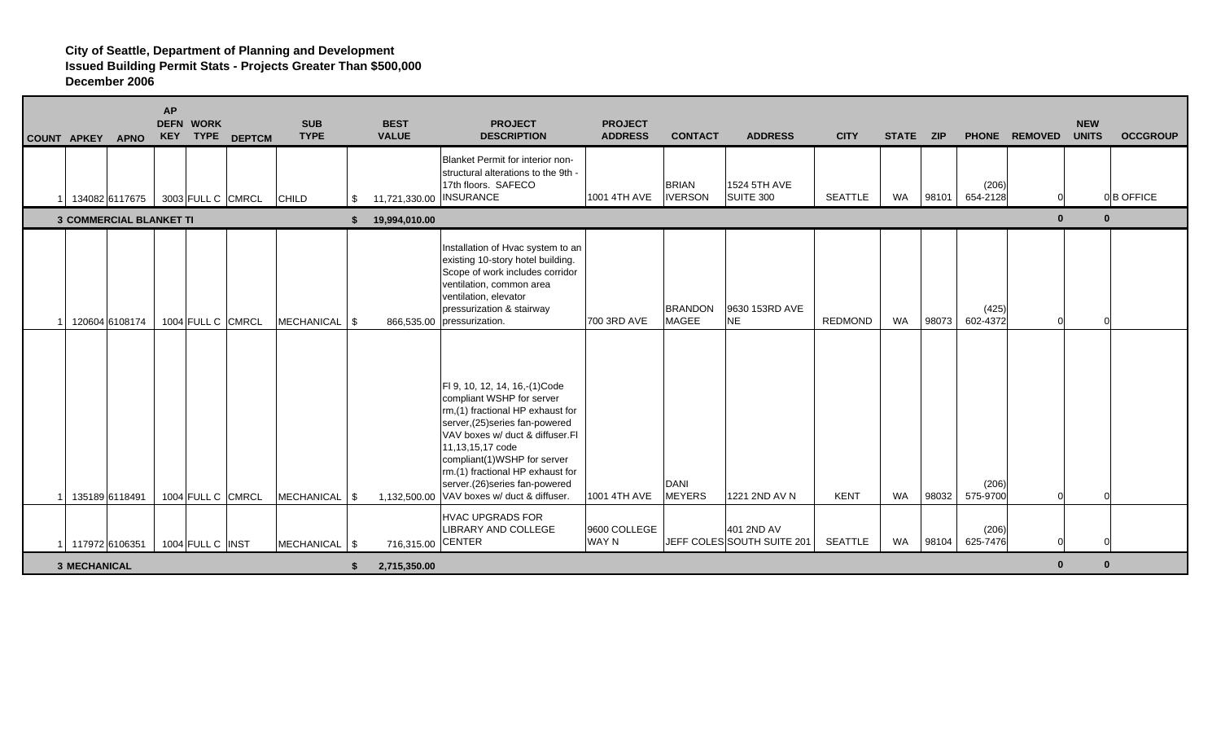**City of Seattle, Department of Planning and Development**
**Issued Building Permit Stats - Projects Greater Than $500,000**
**December 2006**

| COUNT | APKEY | APNO | AP DEFN KEY | WORK TYPE | DEPTCM | SUB TYPE | BEST VALUE | PROJECT DESCRIPTION | PROJECT ADDRESS | CONTACT | ADDRESS | CITY | STATE | ZIP | PHONE | REMOVED | NEW UNITS | OCCGROUP |
|---|---|---|---|---|---|---|---|---|---|---|---|---|---|---|---|---|---|---|
| 1 | 134082 | 6117675 | 3003 | FULL C | CMRCL | CHILD | $ 11,721,330.00 | Blanket Permit for interior non-structural alterations to the 9th - 17th floors. SAFECO INSURANCE | 1001 4TH AVE | BRIAN IVERSON | 1524 5TH AVE SUITE 300 | SEATTLE | WA | 98101 | (206) 654-2128 | 0 | 0 | B OFFICE |
| **3 COMMERCIAL BLANKET TI** | | | | | | | **$ 19,994,010.00** | | | | | | | | | **0** | **0** | |
| 1 | 120604 | 6108174 | 1004 | FULL C | CMRCL | MECHANICAL | $ 866,535.00 | Installation of Hvac system to an existing 10-story hotel building. Scope of work includes corridor ventilation, common area ventilation, elevator pressurization & stairway pressurization. | 700 3RD AVE | BRANDON MAGEE | 9630 153RD AVE NE | REDMOND | WA | 98073 | (425) 602-4372 | 0 | 0 | |
| 1 | 135189 | 6118491 | 1004 | FULL C | CMRCL | MECHANICAL | $ 1,132,500.00 | Fl 9, 10, 12, 14, 16,-(1)Code compliant WSHP for server rm,(1) fractional HP exhaust for server,(25)series fan-powered VAV boxes w/ duct & diffuser.Fl 11,13,15,17 code compliant(1)WSHP for server rm.(1) fractional HP exhaust for server.(26)series fan-powered VAV boxes w/ duct & diffuser. | 1001 4TH AVE | DANI MEYERS | 1221 2ND AV N | KENT | WA | 98032 | (206) 575-9700 | 0 | 0 | |
| 1 | 117972 | 6106351 | 1004 | FULL C | INST | MECHANICAL | $ 716,315.00 | HVAC UPGRADS FOR LIBRARY AND COLLEGE CENTER | 9600 COLLEGE WAY N | JEFF COLES | 401 2ND AV SOUTH SUITE 201 | SEATTLE | WA | 98104 | (206) 625-7476 | 0 | 0 | |
| **3 MECHANICAL** | | | | | | | **$ 2,715,350.00** | | | | | | | | | **0** | **0** | |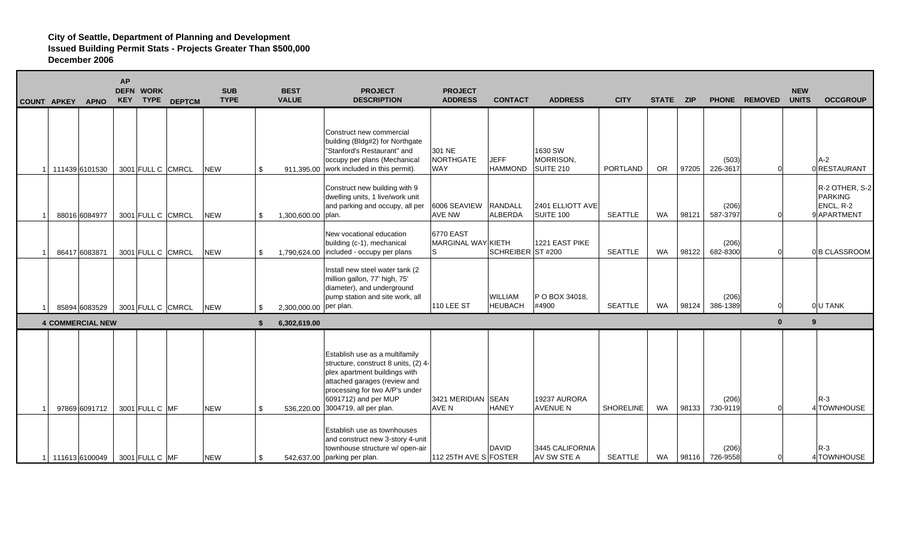**City of Seattle, Department of Planning and Development**
**Issued Building Permit Stats - Projects Greater Than $500,000**
**December 2006**

| COUNT | APKEY | APNO | AP DEFN KEY | WORK TYPE | DEPTCM | SUB TYPE | BEST VALUE | PROJECT DESCRIPTION | PROJECT ADDRESS | CONTACT | ADDRESS | CITY | STATE | ZIP | PHONE | REMOVED | NEW UNITS | OCCGROUP |
|---|---|---|---|---|---|---|---|---|---|---|---|---|---|---|---|---|---|---|
| 1 | 111439 | 6101530 | 3001 | FULL C | CMRCL | NEW | $ 911,395.00 | Construct new commercial building (Bldg#2) for Northgate "Stanford's Restaurant" and occupy per plans (Mechanical work included in this permit). | 301 NE NORTHGATE WAY | JEFF HAMMOND | 1630 SW MORRISON, SUITE 210 | PORTLAND | OR | 97205 | (503) 226-3617 | 0 | 0 | A-2 RESTAURANT |
| 1 | 88016 | 6084977 | 3001 | FULL C | CMRCL | NEW | $ 1,300,600.00 | Construct new building with 9 dwelling units, 1 live/work unit and parking and occupy, all per plan. | 6006 SEAVIEW AVE NW | RANDALL ALBERDA | 2401 ELLIOTT AVE SUITE 100 | SEATTLE | WA | 98121 | (206) 587-3797 | 0 | 9 | R-2 OTHER, S-2 PARKING ENCL, R-2 APARTMENT |
| 1 | 86417 | 6083871 | 3001 | FULL C | CMRCL | NEW | $ 1,790,624.00 | New vocational education building (c-1), mechanical included - occupy per plans | 6770 EAST MARGINAL WAY S | KIETH SCHREIBER | 1221 EAST PIKE ST #200 | SEATTLE | WA | 98122 | (206) 682-8300 | 0 | 0 | B CLASSROOM |
| 1 | 85894 | 6083529 | 3001 | FULL C | CMRCL | NEW | $ 2,300,000.00 | Install new steel water tank (2 million gallon, 77' high, 75' diameter), and underground pump station and site work, all per plan. | 110 LEE ST | WILLIAM HEUBACH | P O BOX 34018, #4900 | SEATTLE | WA | 98124 | (206) 386-1389 | 0 | 0 | U TANK |
| **4** | **COMMERCIAL NEW** | | | | | | **$ 6,302,619.00** | | | | | | | | | **0** | **9** | |
| 1 | 97869 | 6091712 | 3001 | FULL C | MF | NEW | $ 536,220.00 | Establish use as a multifamily structure, construct 8 units, (2) 4-plex apartment buildings with attached garages (review and processing for two A/P's under 6091712) and per MUP 3004719, all per plan. | 3421 MERIDIAN AVE N | SEAN HANEY | 19237 AURORA AVENUE N | SHORELINE | WA | 98133 | (206) 730-9119 | 0 | 4 | R-3 TOWNHOUSE |
| 1 | 111613 | 6100049 | 3001 | FULL C | MF | NEW | $ 542,637.00 | Establish use as townhouses and construct new 3-story 4-unit townhouse structure w/ open-air parking per plan. | 112 25TH AVE S | DAVID FOSTER | 3445 CALIFORNIA AV SW STE A | SEATTLE | WA | 98116 | (206) 726-9558 | 0 | 4 | R-3 TOWNHOUSE |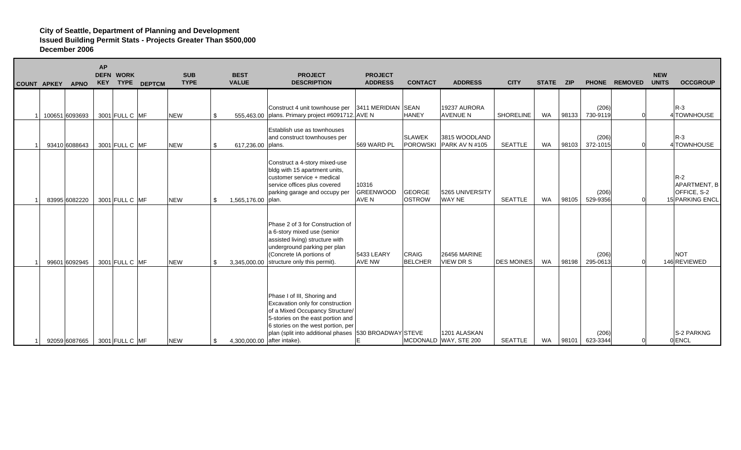**City of Seattle, Department of Planning and Development**
**Issued Building Permit Stats - Projects Greater Than $500,000**
**December 2006**

| COUNT | APKEY | APNO | AP DEFN KEY | WORK TYPE | DEPTCM | SUB TYPE | BEST VALUE | PROJECT DESCRIPTION | PROJECT ADDRESS | CONTACT | ADDRESS | CITY | STATE | ZIP | PHONE | REMOVED | NEW UNITS | OCCGROUP |
|---|---|---|---|---|---|---|---|---|---|---|---|---|---|---|---|---|---|---|
| 1 | 100651 | 6093693 | 3001 | FULL C | MF | NEW | $ 555,463.00 | Construct 4 unit townhouse per plans. Primary project #6091712. | 3411 MERIDIAN AVE N | SEAN HANEY | 19237 AURORA AVENUE N | SHORELINE | WA | 98133 | (206) 730-9119 | 0 | 4 | R-3 TOWNHOUSE |
| 1 | 93410 | 6088643 | 3001 | FULL C | MF | NEW | $ 617,236.00 | Establish use as townhouses and construct townhouses per plans. | 569 WARD PL | SLAWEK POROWSKI | 3815 WOODLAND PARK AV N #105 | SEATTLE | WA | 98103 | (206) 372-1015 | 0 | 4 | R-3 TOWNHOUSE |
| 1 | 83995 | 6082220 | 3001 | FULL C | MF | NEW | $ 1,565,176.00 | Construct a 4-story mixed-use bldg with 15 apartment units, customer service + medical service offices plus covered parking garage and occupy per plan. | 10316 GREENWOOD AVE N | GEORGE OSTROW | 5265 UNIVERSITY WAY NE | SEATTLE | WA | 98105 | (206) 529-9356 | 0 | 15 | R-2 APARTMENT, B OFFICE, S-2 PARKING ENCL |
| 1 | 99601 | 6092945 | 3001 | FULL C | MF | NEW | $ 3,345,000.00 | Phase 2 of 3 for Construction of a 6-story mixed use (senior assisted living) structure with underground parking per plan (Concrete IA portions of structure only this permit). | 5433 LEARY AVE NW | CRAIG BELCHER | 26456 MARINE VIEW DR S | DES MOINES | WA | 98198 | (206) 295-0613 | 0 | 146 | NOT REVIEWED |
| 1 | 92059 | 6087665 | 3001 | FULL C | MF | NEW | $ 4,300,000.00 | Phase I of III, Shoring and Excavation only for construction of a Mixed Occupancy Structure/ 5-stories on the east portion and 6 stories on the west portion, per plan (split into additional phases after intake). | 530 BROADWAY E | STEVE MCDONALD | 1201 ALASKAN WAY, STE 200 | SEATTLE | WA | 98101 | (206) 623-3344 | 0 | 0 | S-2 PARKNG ENCL |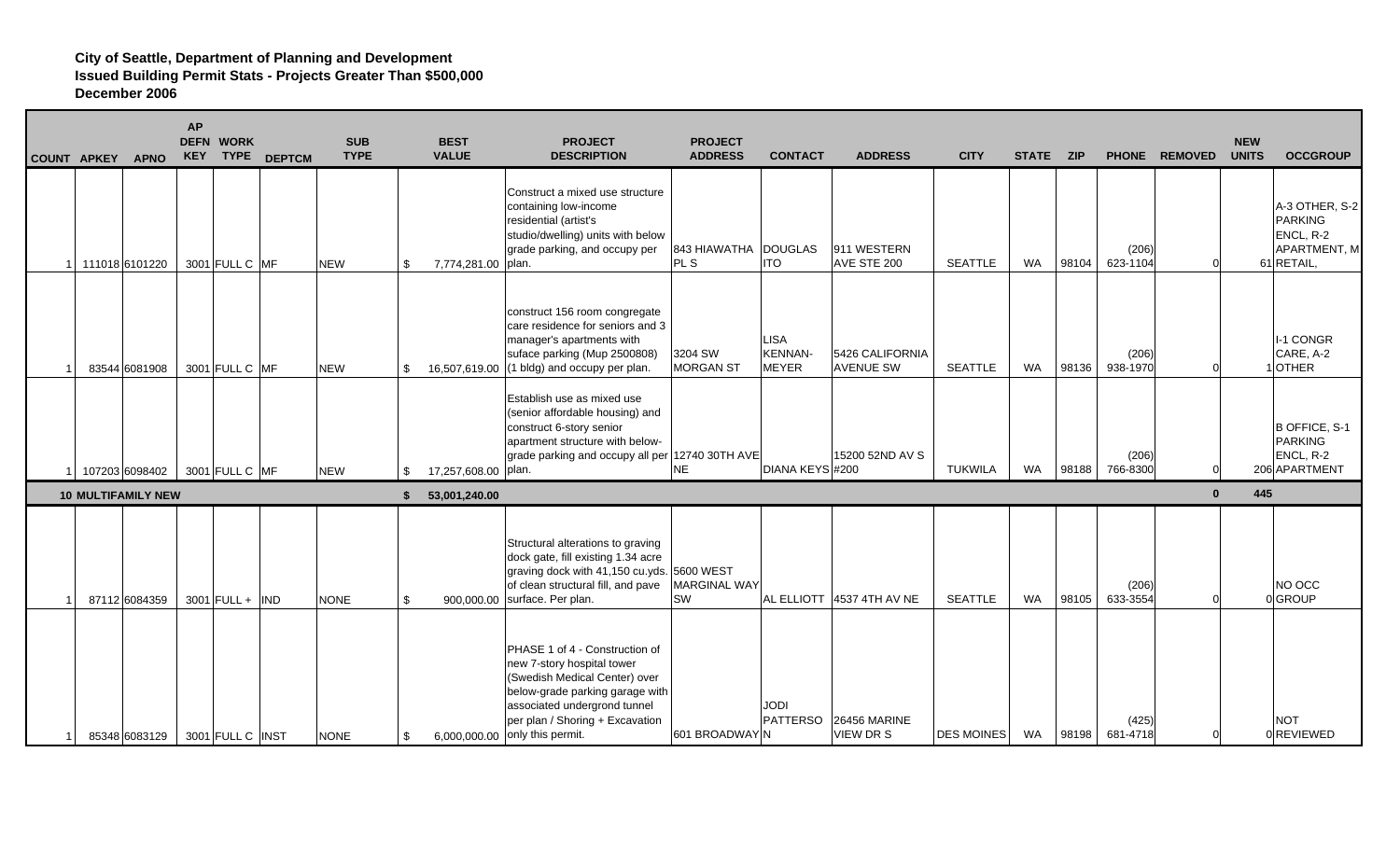**City of Seattle, Department of Planning and Development**
**Issued Building Permit Stats - Projects Greater Than $500,000**
**December 2006**

| COUNT | APKEY | APNO | AP DEFN KEY | WORK TYPE | DEPTCM | SUB TYPE | BEST VALUE | PROJECT DESCRIPTION | PROJECT ADDRESS | CONTACT | ADDRESS | CITY | STATE | ZIP | PHONE | REMOVED | NEW UNITS | OCCGROUP |
|---|---|---|---|---|---|---|---|---|---|---|---|---|---|---|---|---|---|---|
| 1 | 111018 | 6101220 | 3001 | FULL C | MF | NEW | $ 7,774,281.00 | Construct a mixed use structure containing low-income residential (artist's studio/dwelling) units with below grade parking, and occupy per plan. | 843 HIAWATHA PL S | DOUGLAS ITO | 911 WESTERN AVE STE 200 | SEATTLE | WA | 98104 | (206) 623-1104 | 0 | 61 | A-3 OTHER, S-2 PARKING ENCL, R-2 APARTMENT, M RETAIL, |
| 1 | 83544 | 6081908 | 3001 | FULL C | MF | NEW | $ 16,507,619.00 | construct 156 room congregate care residence for seniors and 3 manager's apartments with suface parking (Mup 2500808) (1 bldg) and occupy per plan. | 3204 SW MORGAN ST | LISA KENNAN-MEYER | 5426 CALIFORNIA AVENUE SW | SEATTLE | WA | 98136 | (206) 938-1970 | 0 | 1 | I-1 CONGR CARE, A-2 OTHER |
| 1 | 107203 | 6098402 | 3001 | FULL C | MF | NEW | $ 17,257,608.00 | Establish use as mixed use (senior affordable housing) and construct 6-story senior apartment structure with below-grade parking and occupy all per plan. | 12740 30TH AVE NE | DIANA KEYS | 15200 52ND AV S #200 | TUKWILA | WA | 98188 | (206) 766-8300 | 0 | 206 | B OFFICE, S-1 PARKING ENCL, R-2 APARTMENT |
| **10** | **MULTIFAMILY NEW** | | | | | | **$ 53,001,240.00** | | | | | | | | | **0** | **445** | |
| 1 | 87112 | 6084359 | 3001 | FULL + | IND | NONE | $ 900,000.00 | Structural alterations to graving dock gate, fill existing 1.34 acre graving dock with 41,150 cu.yds. of clean structural fill, and pave surface. Per plan. | 5600 WEST MARGINAL WAY SW | AL ELLIOTT | 4537 4TH AV NE | SEATTLE | WA | 98105 | (206) 633-3554 | 0 | 0 | NO OCC GROUP |
| 1 | 85348 | 6083129 | 3001 | FULL C | INST | NONE | $ 6,000,000.00 | PHASE 1 of 4 - Construction of new 7-story hospital tower (Swedish Medical Center) over below-grade parking garage with associated undergrond tunnel per plan / Shoring + Excavation only this permit. | 601 BROADWAY N | JODI PATTERSO | 26456 MARINE VIEW DR S | DES MOINES | WA | 98198 | (425) 681-4718 | 0 | 0 | NOT REVIEWED |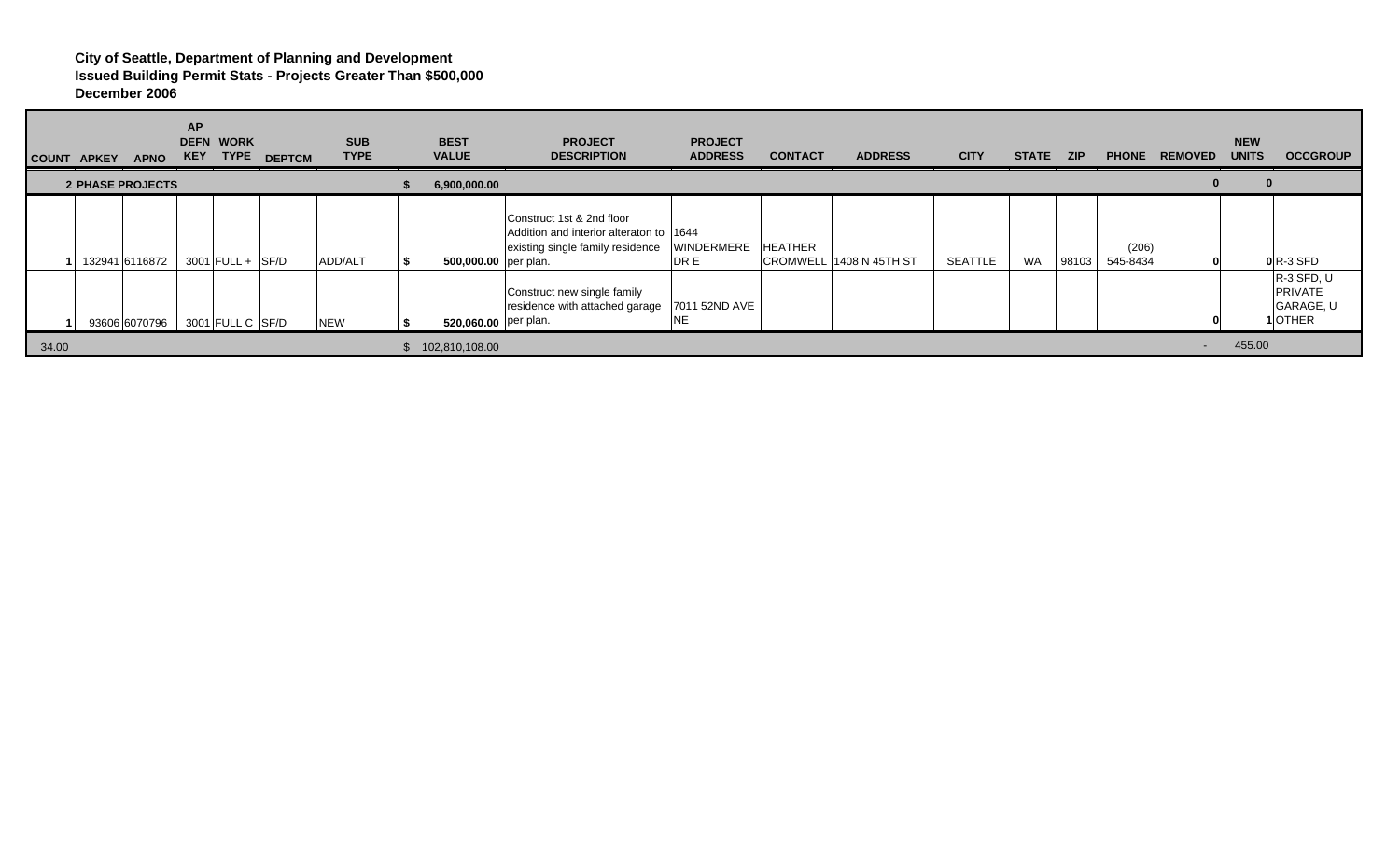**City of Seattle, Department of Planning and Development**
**Issued Building Permit Stats - Projects Greater Than $500,000**
**December 2006**

| COUNT | APKEY | APNO | AP DEFN KEY | WORK TYPE | DEPTCM | SUB TYPE | BEST VALUE | PROJECT DESCRIPTION | PROJECT ADDRESS | CONTACT | ADDRESS | CITY | STATE | ZIP | PHONE | REMOVED | NEW UNITS | OCCGROUP |
|---|---|---|---|---|---|---|---|---|---|---|---|---|---|---|---|---|---|---|
| **2 PHASE PROJECTS** | | | | | | | **$ 6,900,000.00** | | | | | | | | | **0** | **0** | |
| 1 | 132941 | 6116872 | 3001 | FULL + | SF/D | ADD/ALT | **$ 500,000.00** | Construct 1st & 2nd floor Addition and interior alteraton to existing single family residence per plan. | 1644 WINDERMERE DR E | HEATHER CROMWELL | 1408 N 45TH ST | SEATTLE | WA | 98103 | (206) 545-8434 | 0 | 0 | R-3 SFD |
| 1 | 93606 | 6070796 | 3001 | FULL C | SF/D | NEW | **$ 520,060.00** | Construct new single family residence with attached garage per plan. | 7011 52ND AVE NE | | | | | | | 0 | 1 | R-3 SFD, U PRIVATE GARAGE, U OTHER |
| 34.00 | | | | | | | $ 102,810,108.00 | | | | | | | | | - | 455.00 | |